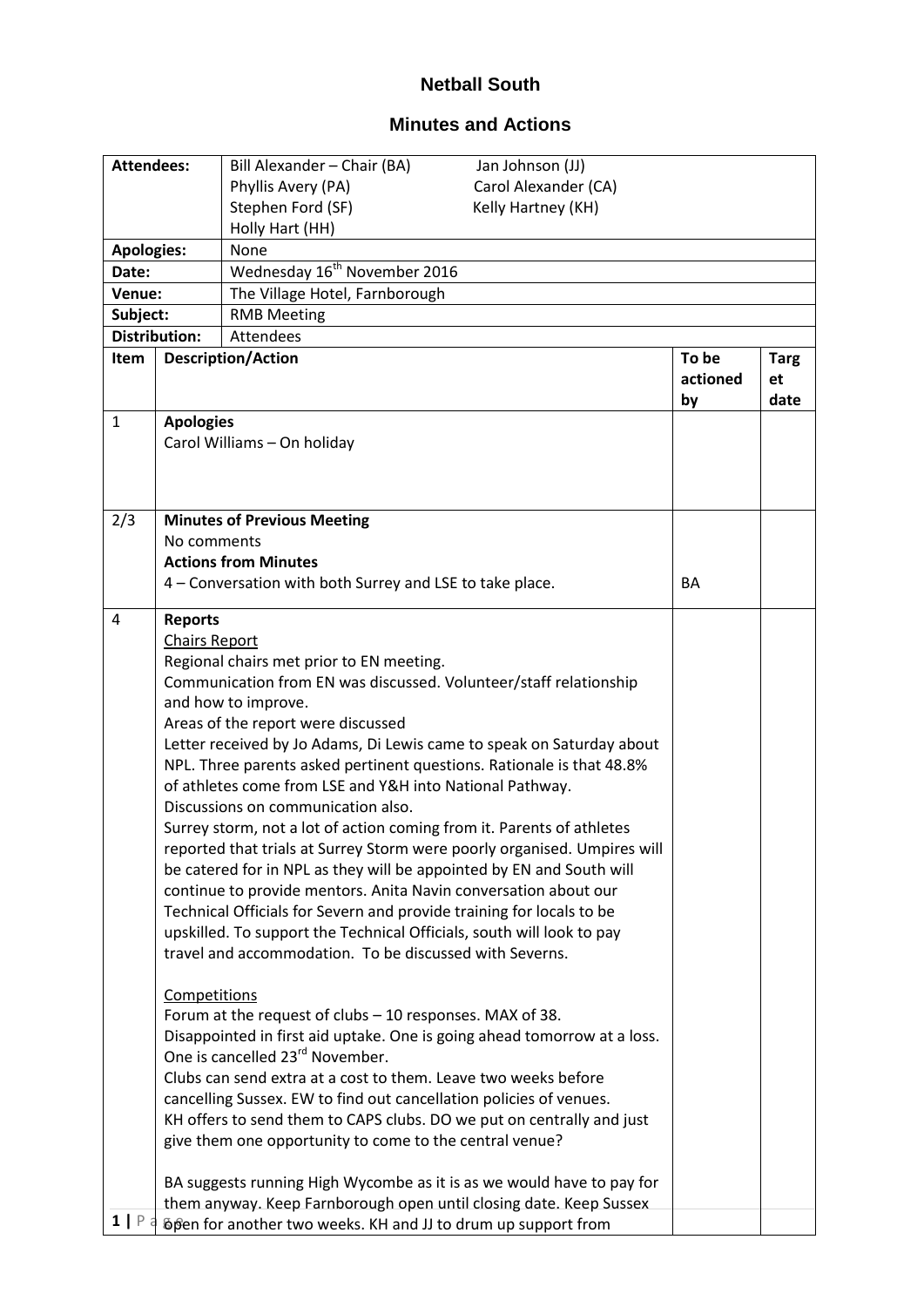# Netball South

## Minutes and Actions

| Attendees: | Bill Alexander – Chair (BA)<br>Phyllis Avery (PA)<br>Stephen Ford (SF)<br>Holly Hart (HH)<br>Jan Johnson (JJ)<br>Carol Alexander (CA)<br>Kelly Hartney (KH) |
|---|---|
| Apologies: | None |
| Date: | Wednesday 16th November 2016 |
| Venue: | The Village Hotel, Farnborough |
| Subject: | RMB Meeting |
| Distribution: | Attendees |

| Item | Description/Action | To be actioned by | Target date |
|---|---|---|---|
| 1 | **Apologies**<br>Carol Williams – On holiday | | |
| 2/3 | **Minutes of Previous Meeting**<br>No comments<br>**Actions from Minutes**<br>4 – Conversation with both Surrey and LSE to take place. | BA | |
| 4 | **Reports**<br>Chairs Report<br>Regional chairs met prior to EN meeting.<br>Communication from EN was discussed. Volunteer/staff relationship and how to improve.<br>Areas of the report were discussed<br>Letter received by Jo Adams, Di Lewis came to speak on Saturday about NPL. Three parents asked pertinent questions. Rationale is that 48.8% of athletes come from LSE and Y&H into National Pathway.<br>Discussions on communication also.<br>Surrey storm, not a lot of action coming from it. Parents of athletes reported that trials at Surrey Storm were poorly organised. Umpires will be catered for in NPL as they will be appointed by EN and South will continue to provide mentors. Anita Navin conversation about our Technical Officials for Severn and provide training for locals to be upskilled. To support the Technical Officials, south will look to pay travel and accommodation. To be discussed with Severns.<br><br>Competitions<br>Forum at the request of clubs – 10 responses. MAX of 38.<br>Disappointed in first aid uptake. One is going ahead tomorrow at a loss. One is cancelled 23rd November.<br>Clubs can send extra at a cost to them. Leave two weeks before cancelling Sussex. EW to find out cancellation policies of venues.<br>KH offers to send them to CAPS clubs. DO we put on centrally and just give them one opportunity to come to the central venue?<br><br>BA suggests running High Wycombe as it is as we would have to pay for them anyway. Keep Farnborough open until closing date. Keep Sussex open for another two weeks. KH and JJ to drum up support from | | |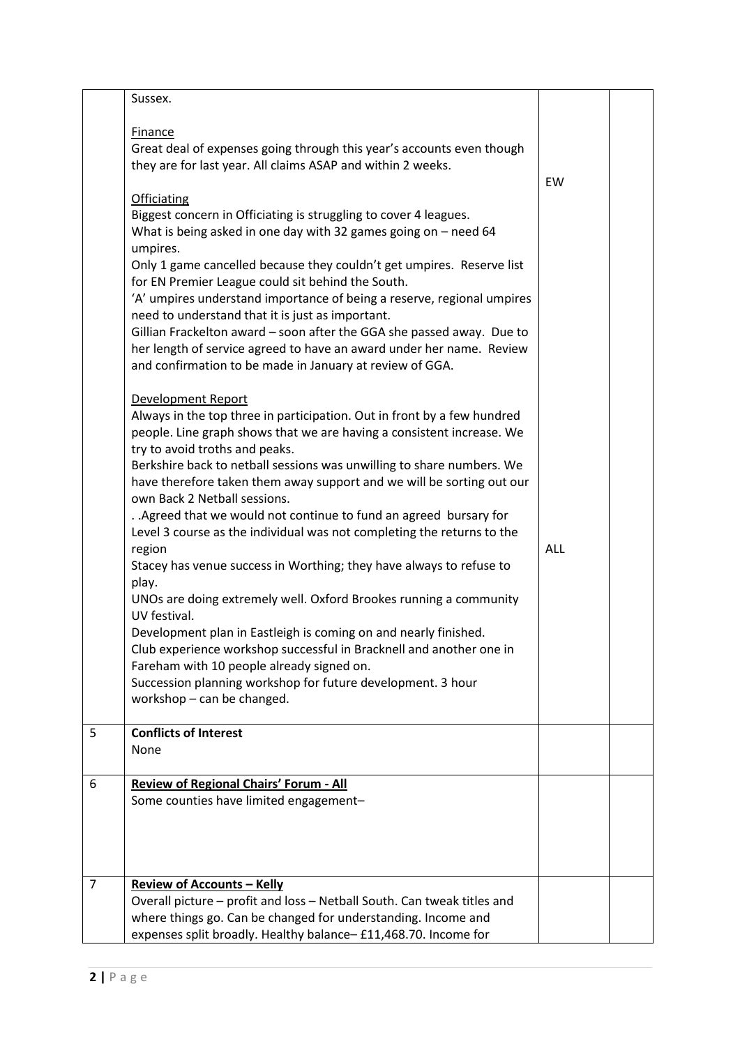| | | | |
|---|---|---|---|
| | Sussex.<br><br><u>Finance</u><br>Great deal of expenses going through this year's accounts even though they are for last year. All claims ASAP and within 2 weeks.<br><br><u>Officiating</u><br>Biggest concern in Officiating is struggling to cover 4 leagues.<br>What is being asked in one day with 32 games going on – need 64 umpires.<br>Only 1 game cancelled because they couldn't get umpires. Reserve list for EN Premier League could sit behind the South.<br>'A' umpires understand importance of being a reserve, regional umpires need to understand that it is just as important.<br>Gillian Frackelton award – soon after the GGA she passed away. Due to her length of service agreed to have an award under her name. Review and confirmation to be made in January at review of GGA.<br><br><u>Development Report</u><br>Always in the top three in participation. Out in front by a few hundred people. Line graph shows that we are having a consistent increase. We try to avoid troths and peaks.<br>Berkshire back to netball sessions was unwilling to share numbers. We have therefore taken them away support and we will be sorting out our own Back 2 Netball sessions.<br>. .Agreed that we would not continue to fund an agreed bursary for Level 3 course as the individual was not completing the returns to the region<br>Stacey has venue success in Worthing; they have always to refuse to play.<br>UNOs are doing extremely well. Oxford Brookes running a community UV festival.<br>Development plan in Eastleigh is coming on and nearly finished.<br>Club experience workshop successful in Bracknell and another one in Fareham with 10 people already signed on.<br>Succession planning workshop for future development. 3 hour workshop – can be changed. | EW<br><br><br><br><br><br><br><br><br><br><br><br><br><br><br><br><br><br><br>ALL | |
| 5 | **Conflicts of Interest**<br>None | | |
| 6 | **<u>Review of Regional Chairs' Forum - All</u>**<br>Some counties have limited engagement– | | |
| 7 | **<u>Review of Accounts – Kelly</u>**<br>Overall picture – profit and loss – Netball South. Can tweak titles and where things go. Can be changed for understanding. Income and expenses split broadly. Healthy balance– £11,468.70. Income for | | |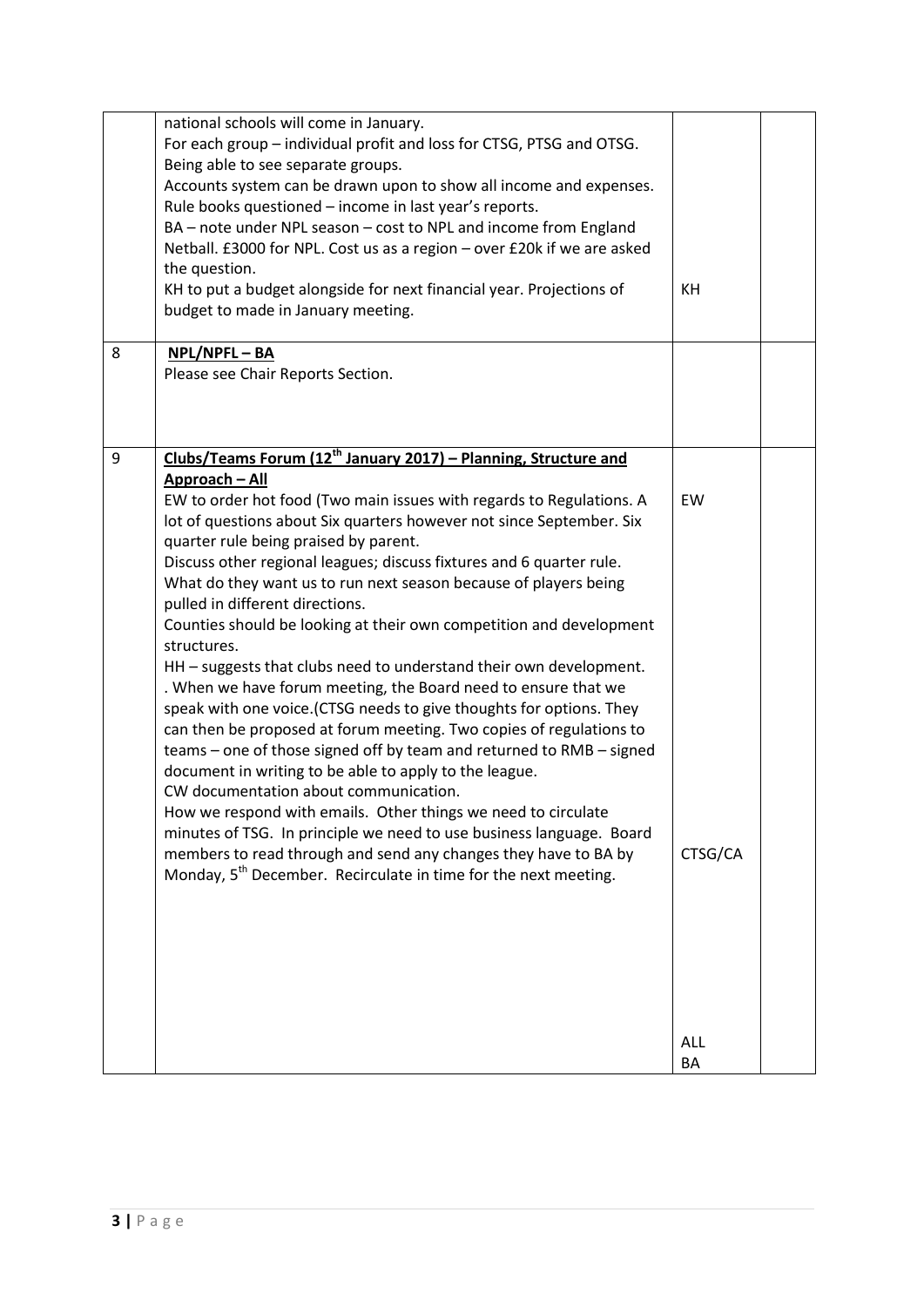| | | | |
|---|---|---|---|
| | national schools will come in January.<br>For each group – individual profit and loss for CTSG, PTSG and OTSG. Being able to see separate groups.<br>Accounts system can be drawn upon to show all income and expenses.<br>Rule books questioned – income in last year's reports.<br>BA – note under NPL season – cost to NPL and income from England Netball. £3000 for NPL. Cost us as a region – over £20k if we are asked the question.<br>KH to put a budget alongside for next financial year. Projections of budget to made in January meeting. | KH | |
| 8 | **NPL/NPFL – BA**<br>Please see Chair Reports Section. | | |
| 9 | **Clubs/Teams Forum (12th January 2017) – Planning, Structure and Approach – All**<br>EW to order hot food (Two main issues with regards to Regulations. A lot of questions about Six quarters however not since September. Six quarter rule being praised by parent.<br>Discuss other regional leagues; discuss fixtures and 6 quarter rule.<br>What do they want us to run next season because of players being pulled in different directions.<br>Counties should be looking at their own competition and development structures.<br>HH – suggests that clubs need to understand their own development.<br>. When we have forum meeting, the Board need to ensure that we speak with one voice.(CTSG needs to give thoughts for options. They can then be proposed at forum meeting. Two copies of regulations to teams – one of those signed off by team and returned to RMB – signed document in writing to be able to apply to the league.<br>CW documentation about communication.<br>How we respond with emails. Other things we need to circulate minutes of TSG. In principle we need to use business language. Board members to read through and send any changes they have to BA by Monday, 5th December. Recirculate in time for the next meeting. | EW<br><br><br><br><br><br><br><br><br><br><br><br><br><br><br>CTSG/CA<br><br><br><br><br><br><br>ALL<br>BA | |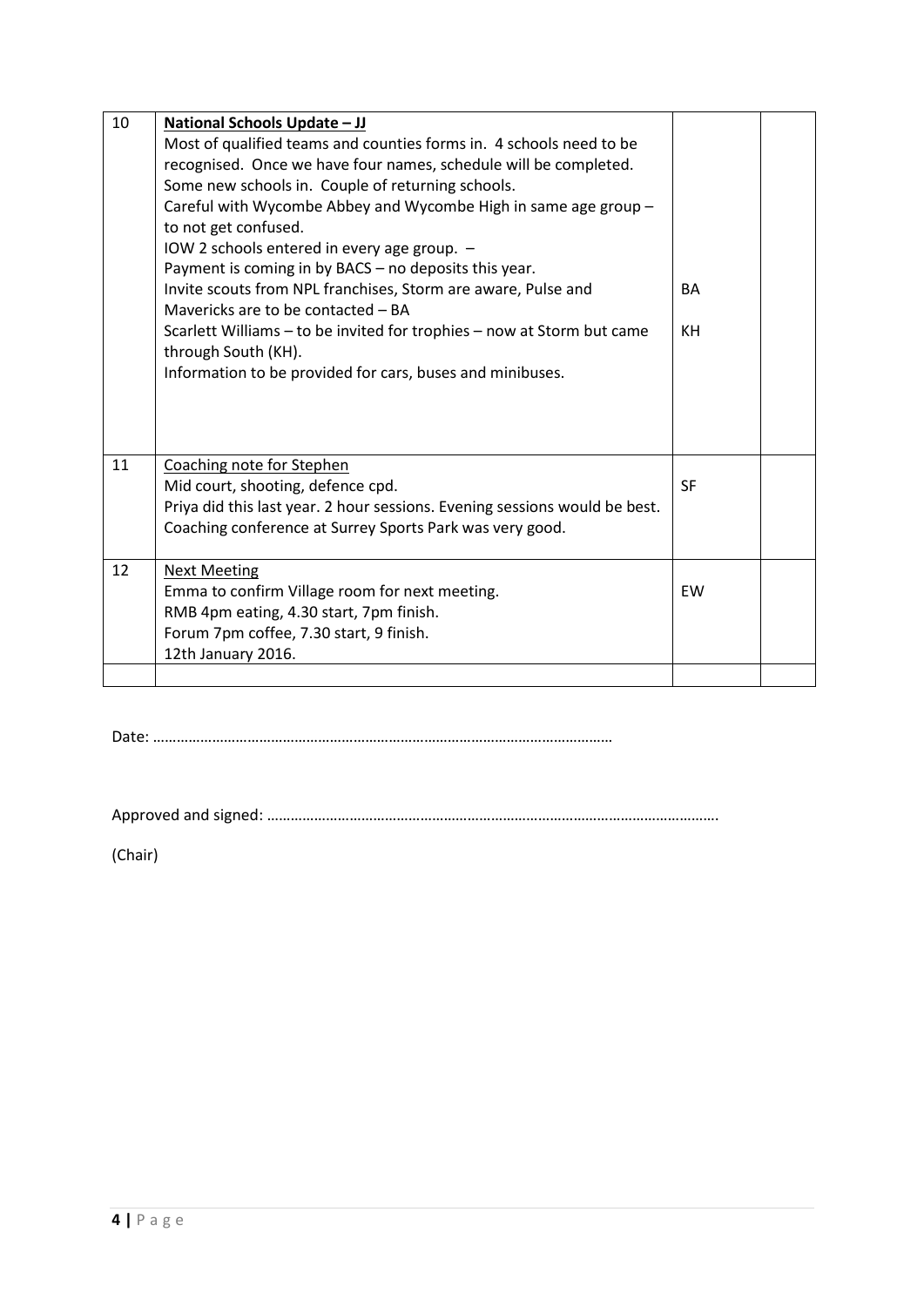| | | | |
|---|---|---|---|
| 10 | **National Schools Update – JJ**<br>Most of qualified teams and counties forms in. 4 schools need to be recognised. Once we have four names, schedule will be completed.<br>Some new schools in. Couple of returning schools.<br>Careful with Wycombe Abbey and Wycombe High in same age group – to not get confused.<br>IOW 2 schools entered in every age group. –<br>Payment is coming in by BACS – no deposits this year.<br>Invite scouts from NPL franchises, Storm are aware, Pulse and Mavericks are to be contacted – BA<br>Scarlett Williams – to be invited for trophies – now at Storm but came through South (KH).<br>Information to be provided for cars, buses and minibuses. | BA<br><br>KH | |
| 11 | Coaching note for Stephen<br>Mid court, shooting, defence cpd.<br>Priya did this last year. 2 hour sessions. Evening sessions would be best.<br>Coaching conference at Surrey Sports Park was very good. | SF | |
| 12 | Next Meeting<br>Emma to confirm Village room for next meeting.<br>RMB 4pm eating, 4.30 start, 7pm finish.<br>Forum 7pm coffee, 7.30 start, 9 finish.<br>12th January 2016. | EW | |
| | | | |

Date: ……………………………………………………………………………………………………

Approved and signed: …………………………………………………………………………………………………….

(Chair)